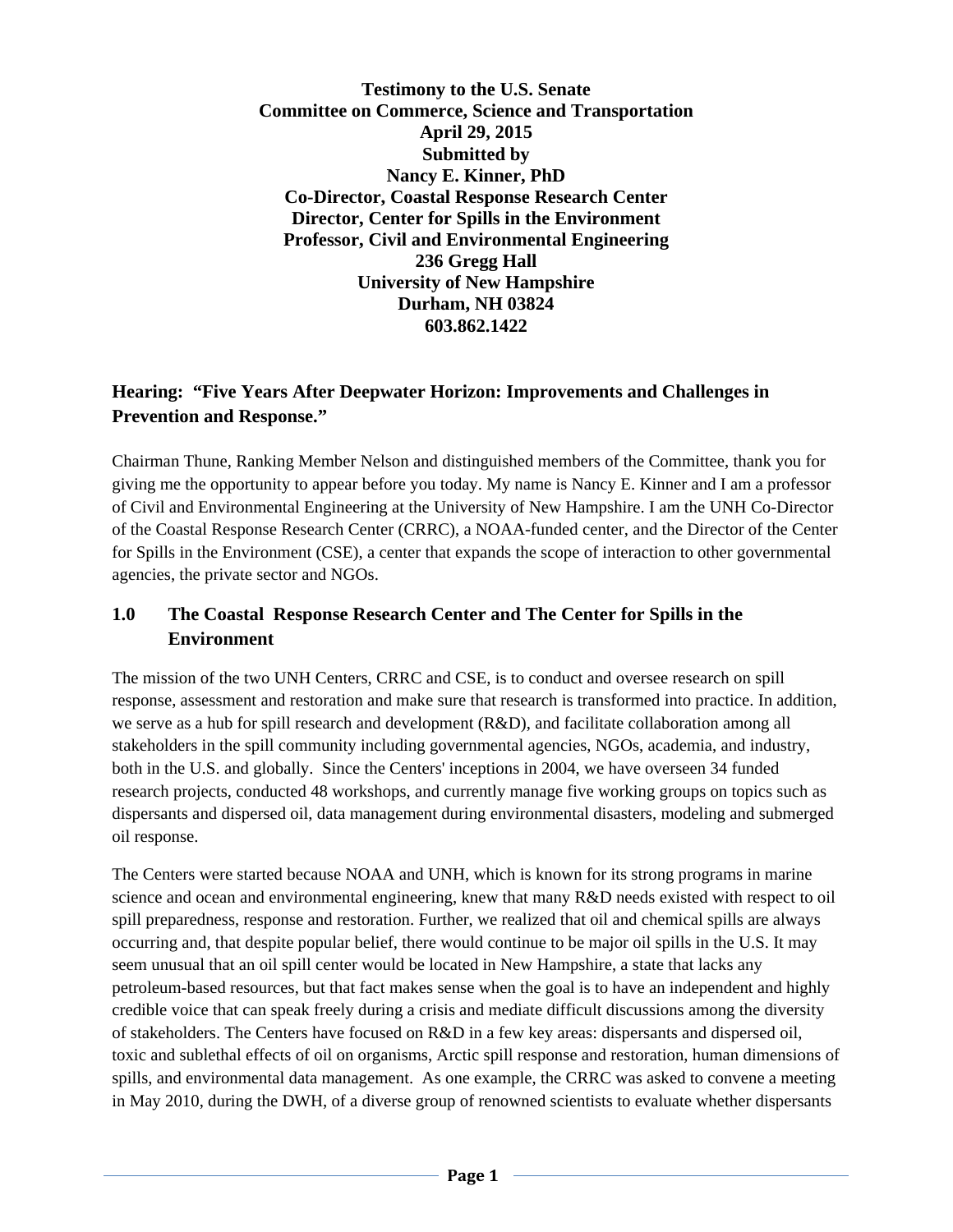**Testimony to the U.S. Senate**
**Committee on Commerce, Science and Transportation**
**April 29, 2015**
**Submitted by**
**Nancy E. Kinner, PhD**
**Co-Director, Coastal Response Research Center**
**Director, Center for Spills in the Environment**
**Professor, Civil and Environmental Engineering**
**236 Gregg Hall**
**University of New Hampshire**
**Durham, NH 03824**
**603.862.1422**

## Hearing: "Five Years After Deepwater Horizon: Improvements and Challenges in Prevention and Response."

Chairman Thune, Ranking Member Nelson and distinguished members of the Committee, thank you for giving me the opportunity to appear before you today. My name is Nancy E. Kinner and I am a professor of Civil and Environmental Engineering at the University of New Hampshire. I am the UNH Co-Director of the Coastal Response Research Center (CRRC), a NOAA-funded center, and the Director of the Center for Spills in the Environment (CSE), a center that expands the scope of interaction to other governmental agencies, the private sector and NGOs.

## 1.0 The Coastal Response Research Center and The Center for Spills in the Environment

The mission of the two UNH Centers, CRRC and CSE, is to conduct and oversee research on spill response, assessment and restoration and make sure that research is transformed into practice. In addition, we serve as a hub for spill research and development (R&D), and facilitate collaboration among all stakeholders in the spill community including governmental agencies, NGOs, academia, and industry, both in the U.S. and globally. Since the Centers' inceptions in 2004, we have overseen 34 funded research projects, conducted 48 workshops, and currently manage five working groups on topics such as dispersants and dispersed oil, data management during environmental disasters, modeling and submerged oil response.

The Centers were started because NOAA and UNH, which is known for its strong programs in marine science and ocean and environmental engineering, knew that many R&D needs existed with respect to oil spill preparedness, response and restoration. Further, we realized that oil and chemical spills are always occurring and, that despite popular belief, there would continue to be major oil spills in the U.S. It may seem unusual that an oil spill center would be located in New Hampshire, a state that lacks any petroleum-based resources, but that fact makes sense when the goal is to have an independent and highly credible voice that can speak freely during a crisis and mediate difficult discussions among the diversity of stakeholders. The Centers have focused on R&D in a few key areas: dispersants and dispersed oil, toxic and sublethal effects of oil on organisms, Arctic spill response and restoration, human dimensions of spills, and environmental data management. As one example, the CRRC was asked to convene a meeting in May 2010, during the DWH, of a diverse group of renowned scientists to evaluate whether dispersants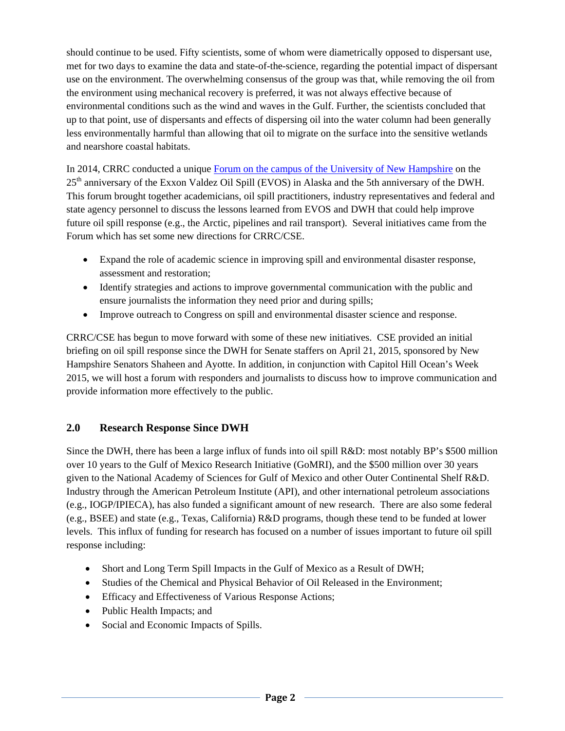should continue to be used. Fifty scientists, some of whom were diametrically opposed to dispersant use, met for two days to examine the data and state-of-the-science, regarding the potential impact of dispersant use on the environment. The overwhelming consensus of the group was that, while removing the oil from the environment using mechanical recovery is preferred, it was not always effective because of environmental conditions such as the wind and waves in the Gulf. Further, the scientists concluded that up to that point, use of dispersants and effects of dispersing oil into the water column had been generally less environmentally harmful than allowing that oil to migrate on the surface into the sensitive wetlands and nearshore coastal habitats.

In 2014, CRRC conducted a unique Forum on the campus of the University of New Hampshire on the 25th anniversary of the Exxon Valdez Oil Spill (EVOS) in Alaska and the 5th anniversary of the DWH. This forum brought together academicians, oil spill practitioners, industry representatives and federal and state agency personnel to discuss the lessons learned from EVOS and DWH that could help improve future oil spill response (e.g., the Arctic, pipelines and rail transport). Several initiatives came from the Forum which has set some new directions for CRRC/CSE.

- Expand the role of academic science in improving spill and environmental disaster response, assessment and restoration;
- Identify strategies and actions to improve governmental communication with the public and ensure journalists the information they need prior and during spills;
- Improve outreach to Congress on spill and environmental disaster science and response.

CRRC/CSE has begun to move forward with some of these new initiatives. CSE provided an initial briefing on oil spill response since the DWH for Senate staffers on April 21, 2015, sponsored by New Hampshire Senators Shaheen and Ayotte. In addition, in conjunction with Capitol Hill Ocean's Week 2015, we will host a forum with responders and journalists to discuss how to improve communication and provide information more effectively to the public.

## 2.0 Research Response Since DWH

Since the DWH, there has been a large influx of funds into oil spill R&D: most notably BP's $500 million over 10 years to the Gulf of Mexico Research Initiative (GoMRI), and the $500 million over 30 years given to the National Academy of Sciences for Gulf of Mexico and other Outer Continental Shelf R&D. Industry through the American Petroleum Institute (API), and other international petroleum associations (e.g., IOGP/IPIECA), has also funded a significant amount of new research. There are also some federal (e.g., BSEE) and state (e.g., Texas, California) R&D programs, though these tend to be funded at lower levels. This influx of funding for research has focused on a number of issues important to future oil spill response including:

- Short and Long Term Spill Impacts in the Gulf of Mexico as a Result of DWH;
- Studies of the Chemical and Physical Behavior of Oil Released in the Environment;
- Efficacy and Effectiveness of Various Response Actions;
- Public Health Impacts; and
- Social and Economic Impacts of Spills.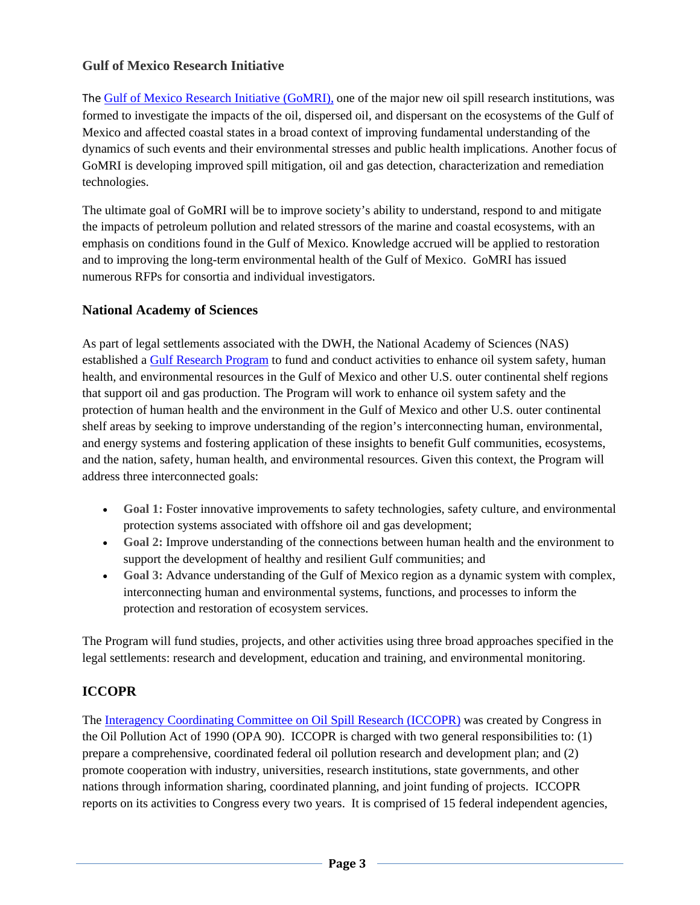### Gulf of Mexico Research Initiative

The Gulf of Mexico Research Initiative (GoMRI), one of the major new oil spill research institutions, was formed to investigate the impacts of the oil, dispersed oil, and dispersant on the ecosystems of the Gulf of Mexico and affected coastal states in a broad context of improving fundamental understanding of the dynamics of such events and their environmental stresses and public health implications. Another focus of GoMRI is developing improved spill mitigation, oil and gas detection, characterization and remediation technologies.

The ultimate goal of GoMRI will be to improve society's ability to understand, respond to and mitigate the impacts of petroleum pollution and related stressors of the marine and coastal ecosystems, with an emphasis on conditions found in the Gulf of Mexico. Knowledge accrued will be applied to restoration and to improving the long-term environmental health of the Gulf of Mexico. GoMRI has issued numerous RFPs for consortia and individual investigators.

### National Academy of Sciences

As part of legal settlements associated with the DWH, the National Academy of Sciences (NAS) established a Gulf Research Program to fund and conduct activities to enhance oil system safety, human health, and environmental resources in the Gulf of Mexico and other U.S. outer continental shelf regions that support oil and gas production. The Program will work to enhance oil system safety and the protection of human health and the environment in the Gulf of Mexico and other U.S. outer continental shelf areas by seeking to improve understanding of the region's interconnecting human, environmental, and energy systems and fostering application of these insights to benefit Gulf communities, ecosystems, and the nation, safety, human health, and environmental resources. Given this context, the Program will address three interconnected goals:

- **Goal 1:** Foster innovative improvements to safety technologies, safety culture, and environmental protection systems associated with offshore oil and gas development;
- **Goal 2:** Improve understanding of the connections between human health and the environment to support the development of healthy and resilient Gulf communities; and
- **Goal 3:** Advance understanding of the Gulf of Mexico region as a dynamic system with complex, interconnecting human and environmental systems, functions, and processes to inform the protection and restoration of ecosystem services.

The Program will fund studies, projects, and other activities using three broad approaches specified in the legal settlements: research and development, education and training, and environmental monitoring.

### ICCOPR

The Interagency Coordinating Committee on Oil Spill Research (ICCOPR) was created by Congress in the Oil Pollution Act of 1990 (OPA 90). ICCOPR is charged with two general responsibilities to: (1) prepare a comprehensive, coordinated federal oil pollution research and development plan; and (2) promote cooperation with industry, universities, research institutions, state governments, and other nations through information sharing, coordinated planning, and joint funding of projects. ICCOPR reports on its activities to Congress every two years. It is comprised of 15 federal independent agencies,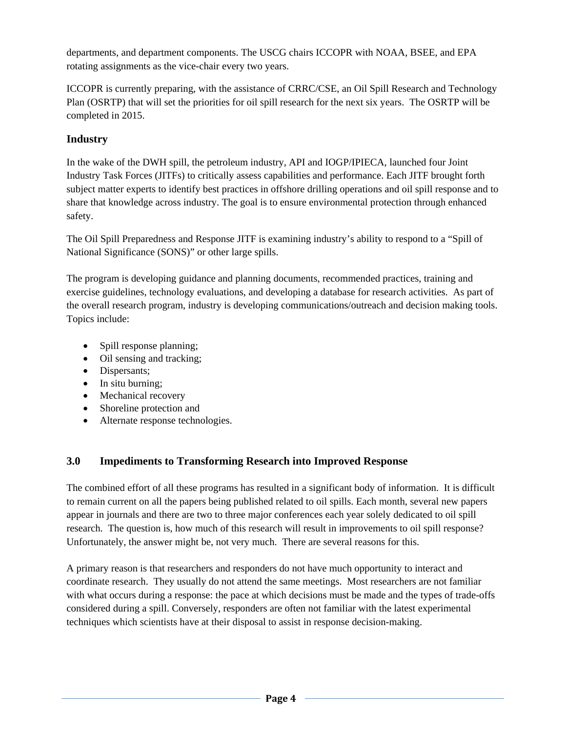departments, and department components. The USCG chairs ICCOPR with NOAA, BSEE, and EPA rotating assignments as the vice-chair every two years.

ICCOPR is currently preparing, with the assistance of CRRC/CSE, an Oil Spill Research and Technology Plan (OSRTP) that will set the priorities for oil spill research for the next six years. The OSRTP will be completed in 2015.

### Industry

In the wake of the DWH spill, the petroleum industry, API and IOGP/IPIECA, launched four Joint Industry Task Forces (JITFs) to critically assess capabilities and performance. Each JITF brought forth subject matter experts to identify best practices in offshore drilling operations and oil spill response and to share that knowledge across industry. The goal is to ensure environmental protection through enhanced safety.

The Oil Spill Preparedness and Response JITF is examining industry's ability to respond to a "Spill of National Significance (SONS)" or other large spills.

The program is developing guidance and planning documents, recommended practices, training and exercise guidelines, technology evaluations, and developing a database for research activities. As part of the overall research program, industry is developing communications/outreach and decision making tools. Topics include:

- Spill response planning;
- Oil sensing and tracking;
- Dispersants;
- In situ burning;
- Mechanical recovery
- Shoreline protection and
- Alternate response technologies.

## 3.0 Impediments to Transforming Research into Improved Response

The combined effort of all these programs has resulted in a significant body of information. It is difficult to remain current on all the papers being published related to oil spills. Each month, several new papers appear in journals and there are two to three major conferences each year solely dedicated to oil spill research. The question is, how much of this research will result in improvements to oil spill response? Unfortunately, the answer might be, not very much. There are several reasons for this.

A primary reason is that researchers and responders do not have much opportunity to interact and coordinate research. They usually do not attend the same meetings. Most researchers are not familiar with what occurs during a response: the pace at which decisions must be made and the types of trade-offs considered during a spill. Conversely, responders are often not familiar with the latest experimental techniques which scientists have at their disposal to assist in response decision-making.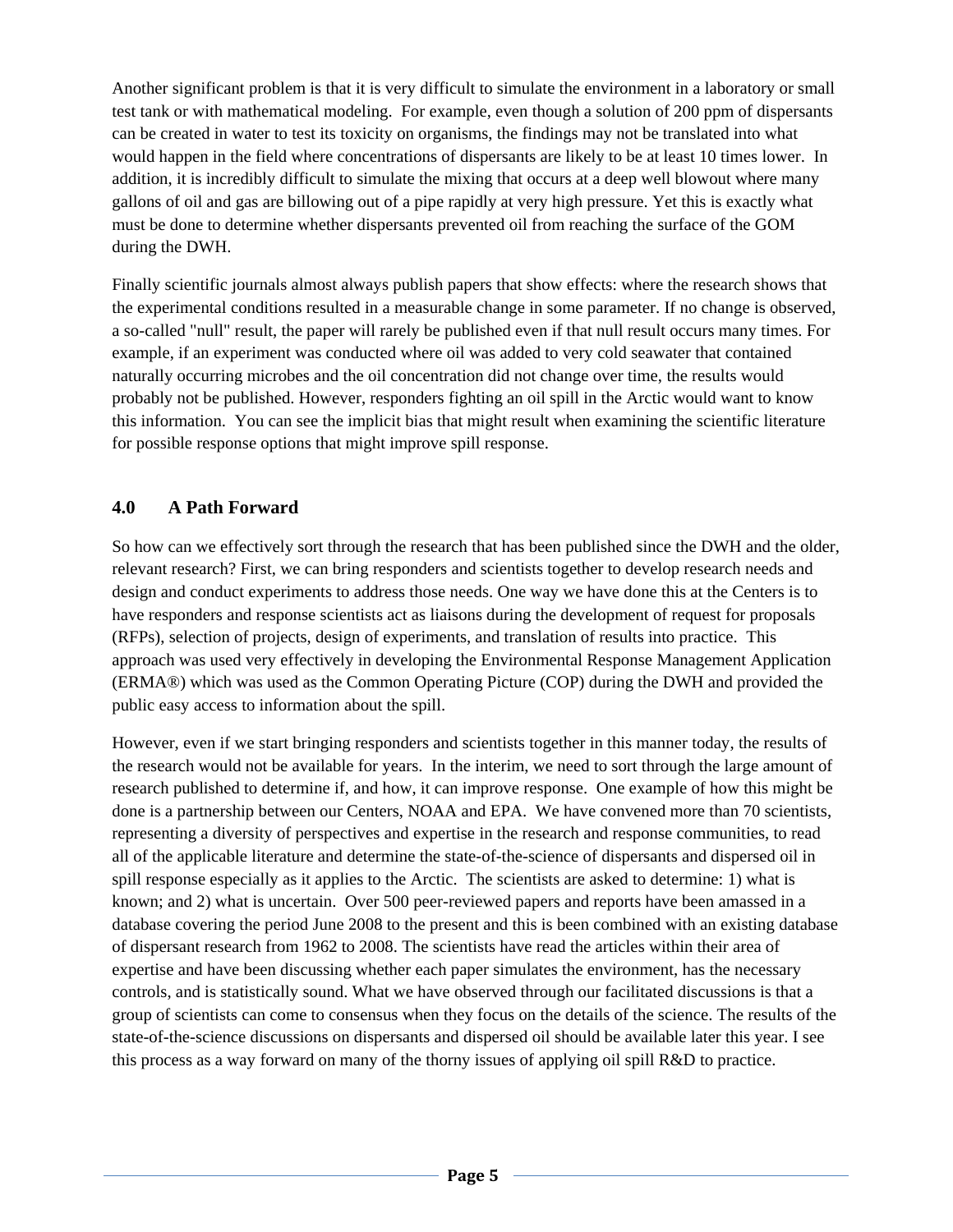Another significant problem is that it is very difficult to simulate the environment in a laboratory or small test tank or with mathematical modeling. For example, even though a solution of 200 ppm of dispersants can be created in water to test its toxicity on organisms, the findings may not be translated into what would happen in the field where concentrations of dispersants are likely to be at least 10 times lower. In addition, it is incredibly difficult to simulate the mixing that occurs at a deep well blowout where many gallons of oil and gas are billowing out of a pipe rapidly at very high pressure. Yet this is exactly what must be done to determine whether dispersants prevented oil from reaching the surface of the GOM during the DWH.

Finally scientific journals almost always publish papers that show effects: where the research shows that the experimental conditions resulted in a measurable change in some parameter. If no change is observed, a so-called "null" result, the paper will rarely be published even if that null result occurs many times. For example, if an experiment was conducted where oil was added to very cold seawater that contained naturally occurring microbes and the oil concentration did not change over time, the results would probably not be published. However, responders fighting an oil spill in the Arctic would want to know this information. You can see the implicit bias that might result when examining the scientific literature for possible response options that might improve spill response.

## 4.0 A Path Forward

So how can we effectively sort through the research that has been published since the DWH and the older, relevant research? First, we can bring responders and scientists together to develop research needs and design and conduct experiments to address those needs. One way we have done this at the Centers is to have responders and response scientists act as liaisons during the development of request for proposals (RFPs), selection of projects, design of experiments, and translation of results into practice. This approach was used very effectively in developing the Environmental Response Management Application (ERMA®) which was used as the Common Operating Picture (COP) during the DWH and provided the public easy access to information about the spill.

However, even if we start bringing responders and scientists together in this manner today, the results of the research would not be available for years. In the interim, we need to sort through the large amount of research published to determine if, and how, it can improve response. One example of how this might be done is a partnership between our Centers, NOAA and EPA. We have convened more than 70 scientists, representing a diversity of perspectives and expertise in the research and response communities, to read all of the applicable literature and determine the state-of-the-science of dispersants and dispersed oil in spill response especially as it applies to the Arctic. The scientists are asked to determine: 1) what is known; and 2) what is uncertain. Over 500 peer-reviewed papers and reports have been amassed in a database covering the period June 2008 to the present and this is been combined with an existing database of dispersant research from 1962 to 2008. The scientists have read the articles within their area of expertise and have been discussing whether each paper simulates the environment, has the necessary controls, and is statistically sound. What we have observed through our facilitated discussions is that a group of scientists can come to consensus when they focus on the details of the science. The results of the state-of-the-science discussions on dispersants and dispersed oil should be available later this year. I see this process as a way forward on many of the thorny issues of applying oil spill R&D to practice.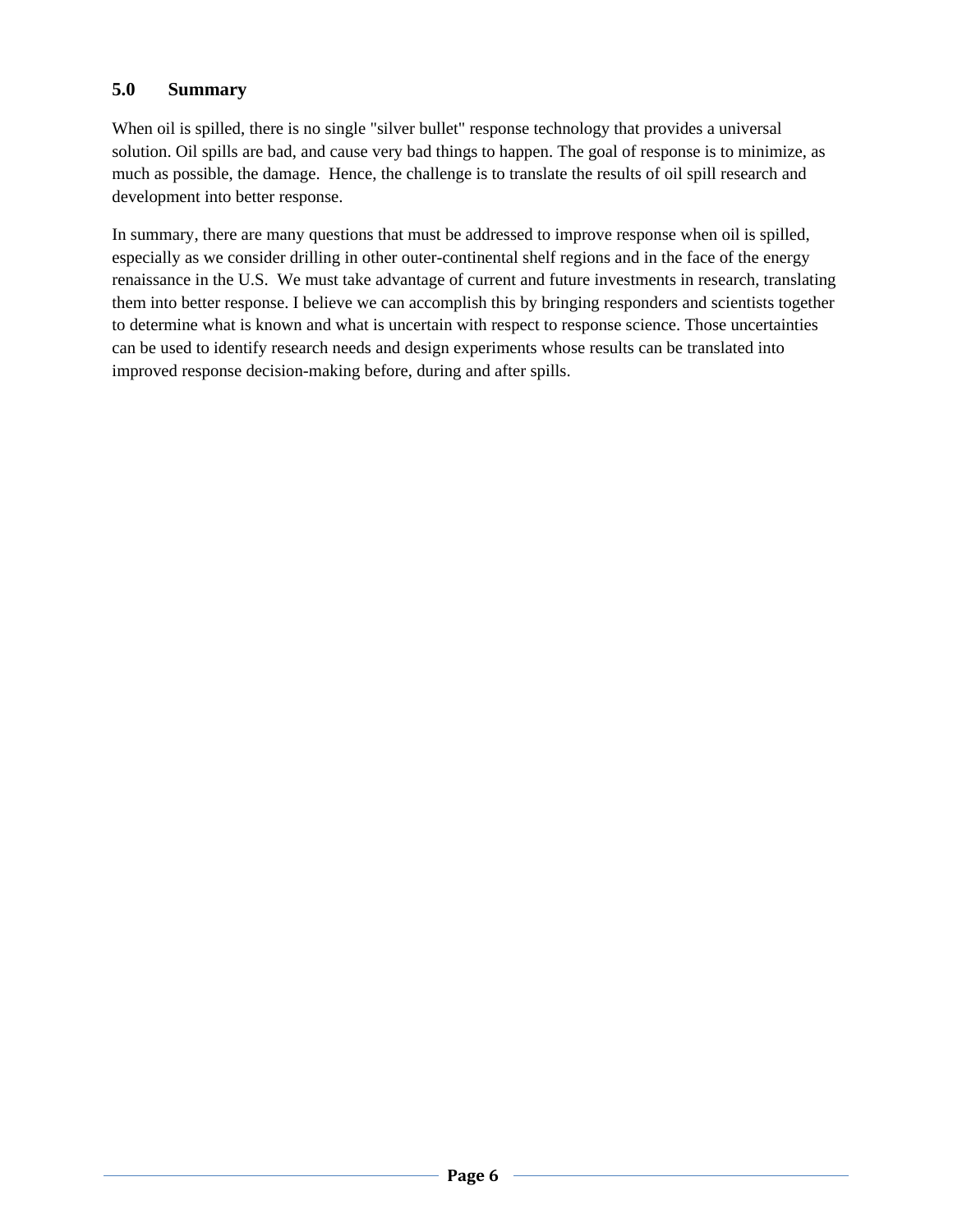## 5.0 Summary

When oil is spilled, there is no single "silver bullet" response technology that provides a universal solution. Oil spills are bad, and cause very bad things to happen. The goal of response is to minimize, as much as possible, the damage. Hence, the challenge is to translate the results of oil spill research and development into better response.

In summary, there are many questions that must be addressed to improve response when oil is spilled, especially as we consider drilling in other outer-continental shelf regions and in the face of the energy renaissance in the U.S. We must take advantage of current and future investments in research, translating them into better response. I believe we can accomplish this by bringing responders and scientists together to determine what is known and what is uncertain with respect to response science. Those uncertainties can be used to identify research needs and design experiments whose results can be translated into improved response decision-making before, during and after spills.